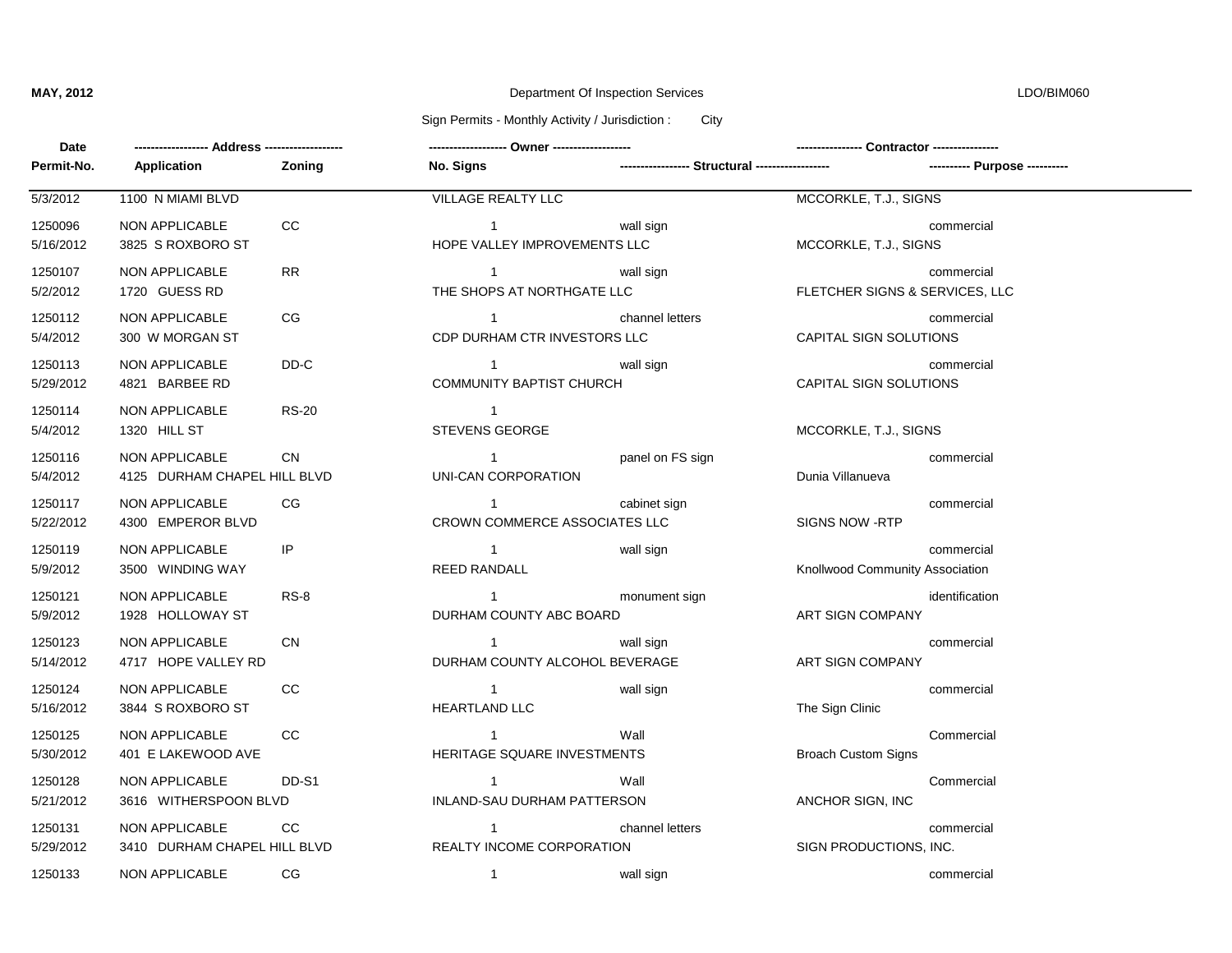**MAY, 2012** | Department Of Inspection Services | LDO/BIM060

Sign Permits - Monthly Activity / Jurisdiction : City

| Date / Permit-No. | Address / Application | Zoning | Owner / No. Signs | Structural | Contractor / Purpose |
|---|---|---|---|---|---|
| 5/3/2012 | 1100 N MIAMI BLVD | | VILLAGE REALTY LLC | | MCCORKLE, T.J., SIGNS |
| 1250096 | NON APPLICABLE | CC | 1 | wall sign | commercial |
| 5/16/2012 | 3825 S ROXBORO ST | | HOPE VALLEY IMPROVEMENTS LLC | | MCCORKLE, T.J., SIGNS |
| 1250107 | NON APPLICABLE | RR | 1 | wall sign | commercial |
| 5/2/2012 | 1720 GUESS RD | | THE SHOPS AT NORTHGATE LLC | | FLETCHER SIGNS & SERVICES, LLC |
| 1250112 | NON APPLICABLE | CG | 1 | channel letters | commercial |
| 5/4/2012 | 300 W MORGAN ST | | CDP DURHAM CTR INVESTORS LLC | | CAPITAL SIGN SOLUTIONS |
| 1250113 | NON APPLICABLE | DD-C | 1 | wall sign | commercial |
| 5/29/2012 | 4821 BARBEE RD | | COMMUNITY BAPTIST CHURCH | | CAPITAL SIGN SOLUTIONS |
| 1250114 | NON APPLICABLE | RS-20 | 1 | | |
| 5/4/2012 | 1320 HILL ST | | STEVENS GEORGE | | MCCORKLE, T.J., SIGNS |
| 1250116 | NON APPLICABLE | CN | 1 | panel on FS sign | commercial |
| 5/4/2012 | 4125 DURHAM CHAPEL HILL BLVD | | UNI-CAN CORPORATION | | Dunia Villanueva |
| 1250117 | NON APPLICABLE | CG | 1 | cabinet sign | commercial |
| 5/22/2012 | 4300 EMPEROR BLVD | | CROWN COMMERCE ASSOCIATES LLC | | SIGNS NOW -RTP |
| 1250119 | NON APPLICABLE | IP | 1 | wall sign | commercial |
| 5/9/2012 | 3500 WINDING WAY | | REED RANDALL | | Knollwood Community Association |
| 1250121 | NON APPLICABLE | RS-8 | 1 | monument sign | identification |
| 5/9/2012 | 1928 HOLLOWAY ST | | DURHAM COUNTY ABC BOARD | | ART SIGN COMPANY |
| 1250123 | NON APPLICABLE | CN | 1 | wall sign | commercial |
| 5/14/2012 | 4717 HOPE VALLEY RD | | DURHAM COUNTY ALCOHOL BEVERAGE | | ART SIGN COMPANY |
| 1250124 | NON APPLICABLE | CC | 1 | wall sign | commercial |
| 5/16/2012 | 3844 S ROXBORO ST | | HEARTLAND LLC | | The Sign Clinic |
| 1250125 | NON APPLICABLE | CC | 1 | Wall | Commercial |
| 5/30/2012 | 401 E LAKEWOOD AVE | | HERITAGE SQUARE INVESTMENTS | | Broach Custom Signs |
| 1250128 | NON APPLICABLE | DD-S1 | 1 | Wall | Commercial |
| 5/21/2012 | 3616 WITHERSPOON BLVD | | INLAND-SAU DURHAM PATTERSON | | ANCHOR SIGN, INC |
| 1250131 | NON APPLICABLE | CC | 1 | channel letters | commercial |
| 5/29/2012 | 3410 DURHAM CHAPEL HILL BLVD | | REALTY INCOME CORPORATION | | SIGN PRODUCTIONS, INC. |
| 1250133 | NON APPLICABLE | CG | 1 | wall sign | commercial |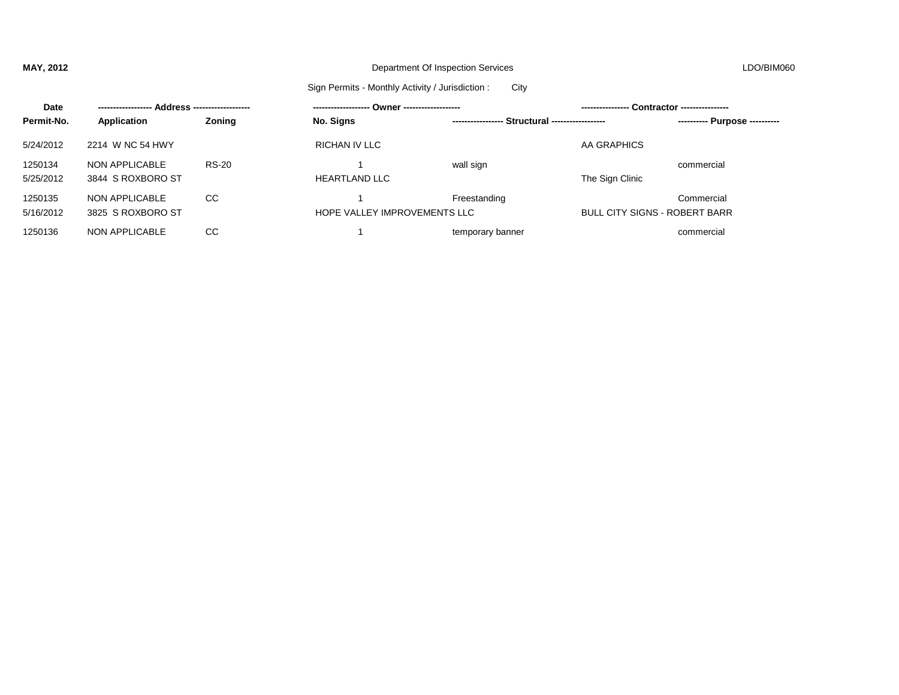MAY, 2012 Department Of Inspection Services LDO/BIM060

Sign Permits - Monthly Activity / Jurisdiction : City

| Date / Permit-No. | Address / Application | Zoning | Owner / No. Signs | Structural | Contractor / Purpose |
|---|---|---|---|---|---|
| 5/24/2012 | 2214 W NC 54 HWY | | RICHAN IV LLC | | AA GRAPHICS |
| 1250134 | NON APPLICABLE | RS-20 | 1 | wall sign | commercial |
| 5/25/2012 | 3844 S ROXBORO ST | | HEARTLAND LLC | | The Sign Clinic |
| 1250135 | NON APPLICABLE | CC | 1 | Freestanding | Commercial |
| 5/16/2012 | 3825 S ROXBORO ST | | HOPE VALLEY IMPROVEMENTS LLC | | BULL CITY SIGNS - ROBERT BARR |
| 1250136 | NON APPLICABLE | CC | 1 | temporary banner | commercial |